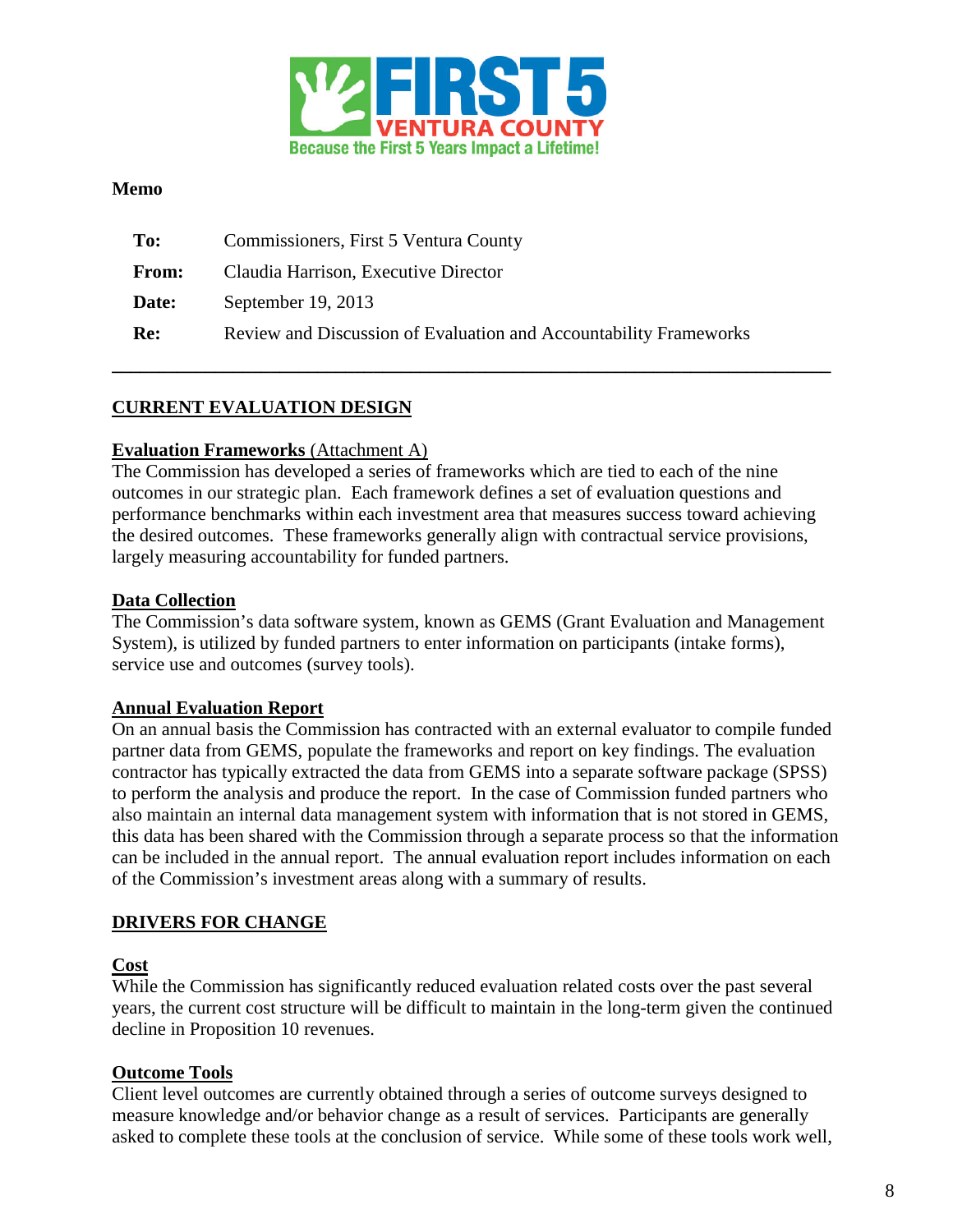# Memo

| | |
|---|---|
| **To:** | Commissioners, First 5 Ventura County |
| **From:** | Claudia Harrison, Executive Director |
| **Date:** | September 19, 2013 |
| **Re:** | Review and Discussion of Evaluation and Accountability Frameworks |

---

## CURRENT EVALUATION DESIGN

### Evaluation Frameworks (Attachment A)

The Commission has developed a series of frameworks which are tied to each of the nine outcomes in our strategic plan. Each framework defines a set of evaluation questions and performance benchmarks within each investment area that measures success toward achieving the desired outcomes. These frameworks generally align with contractual service provisions, largely measuring accountability for funded partners.

### Data Collection

The Commission's data software system, known as GEMS (Grant Evaluation and Management System), is utilized by funded partners to enter information on participants (intake forms), service use and outcomes (survey tools).

### Annual Evaluation Report

On an annual basis the Commission has contracted with an external evaluator to compile funded partner data from GEMS, populate the frameworks and report on key findings. The evaluation contractor has typically extracted the data from GEMS into a separate software package (SPSS) to perform the analysis and produce the report. In the case of Commission funded partners who also maintain an internal data management system with information that is not stored in GEMS, this data has been shared with the Commission through a separate process so that the information can be included in the annual report. The annual evaluation report includes information on each of the Commission's investment areas along with a summary of results.

## DRIVERS FOR CHANGE

### Cost

While the Commission has significantly reduced evaluation related costs over the past several years, the current cost structure will be difficult to maintain in the long-term given the continued decline in Proposition 10 revenues.

### Outcome Tools

Client level outcomes are currently obtained through a series of outcome surveys designed to measure knowledge and/or behavior change as a result of services. Participants are generally asked to complete these tools at the conclusion of service. While some of these tools work well,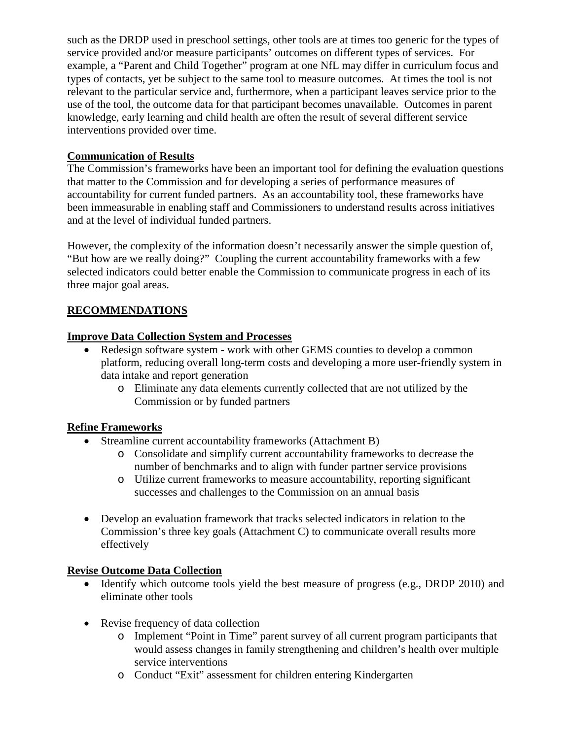such as the DRDP used in preschool settings, other tools are at times too generic for the types of service provided and/or measure participants' outcomes on different types of services. For example, a "Parent and Child Together" program at one NfL may differ in curriculum focus and types of contacts, yet be subject to the same tool to measure outcomes. At times the tool is not relevant to the particular service and, furthermore, when a participant leaves service prior to the use of the tool, the outcome data for that participant becomes unavailable. Outcomes in parent knowledge, early learning and child health are often the result of several different service interventions provided over time.

**Communication of Results**

The Commission's frameworks have been an important tool for defining the evaluation questions that matter to the Commission and for developing a series of performance measures of accountability for current funded partners. As an accountability tool, these frameworks have been immeasurable in enabling staff and Commissioners to understand results across initiatives and at the level of individual funded partners.

However, the complexity of the information doesn't necessarily answer the simple question of, "But how are we really doing?" Coupling the current accountability frameworks with a few selected indicators could better enable the Commission to communicate progress in each of its three major goal areas.

## RECOMMENDATIONS

**Improve Data Collection System and Processes**

- Redesign software system - work with other GEMS counties to develop a common platform, reducing overall long-term costs and developing a more user-friendly system in data intake and report generation
    - Eliminate any data elements currently collected that are not utilized by the Commission or by funded partners

**Refine Frameworks**

- Streamline current accountability frameworks (Attachment B)
    - Consolidate and simplify current accountability frameworks to decrease the number of benchmarks and to align with funder partner service provisions
    - Utilize current frameworks to measure accountability, reporting significant successes and challenges to the Commission on an annual basis
- Develop an evaluation framework that tracks selected indicators in relation to the Commission's three key goals (Attachment C) to communicate overall results more effectively

**Revise Outcome Data Collection**

- Identify which outcome tools yield the best measure of progress (e.g., DRDP 2010) and eliminate other tools
- Revise frequency of data collection
    - Implement "Point in Time" parent survey of all current program participants that would assess changes in family strengthening and children's health over multiple service interventions
    - Conduct "Exit" assessment for children entering Kindergarten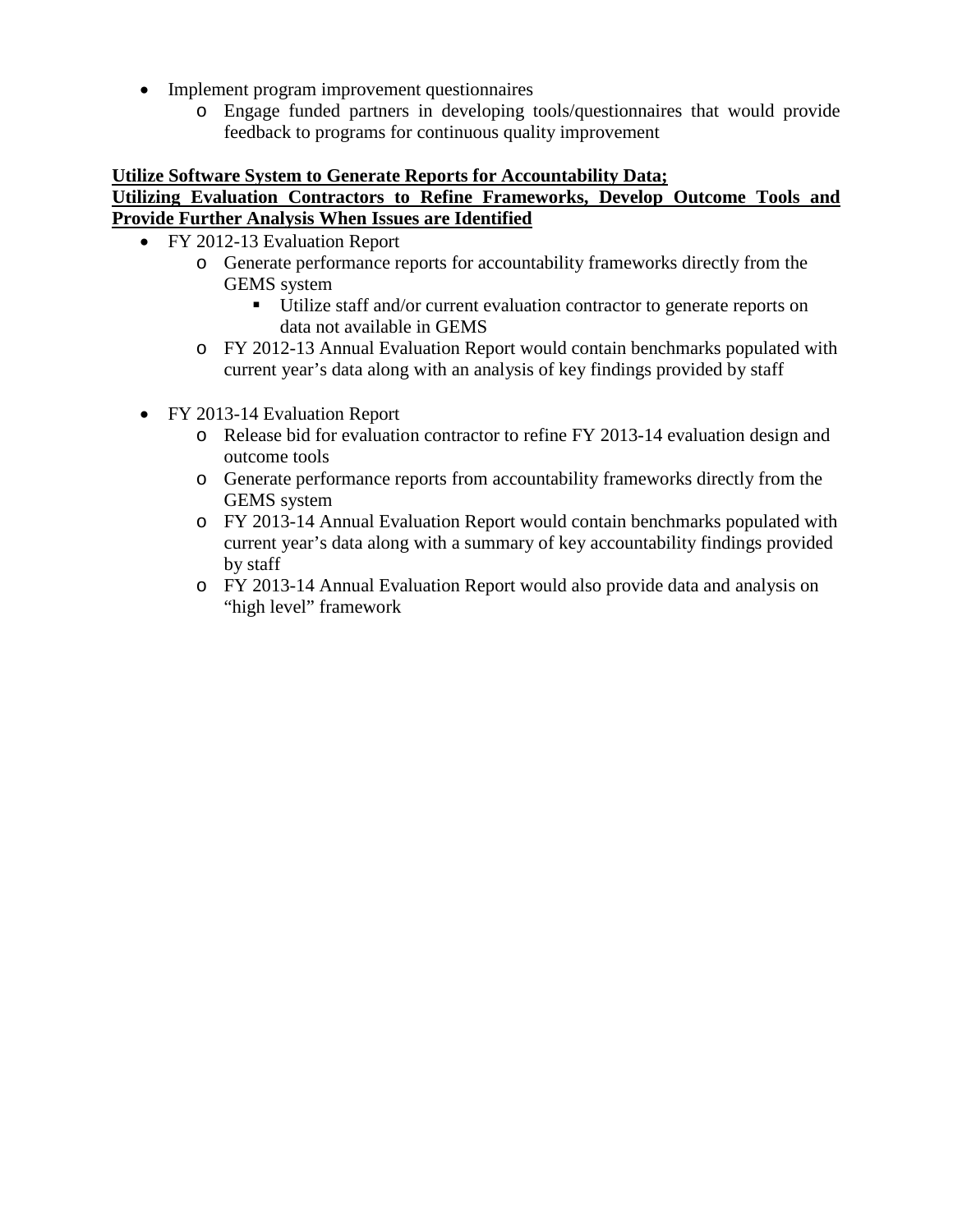- Implement program improvement questionnaires
  - Engage funded partners in developing tools/questionnaires that would provide feedback to programs for continuous quality improvement

**Utilize Software System to Generate Reports for Accountability Data;**
**Utilizing Evaluation Contractors to Refine Frameworks, Develop Outcome Tools and Provide Further Analysis When Issues are Identified**

- FY 2012-13 Evaluation Report
  - Generate performance reports for accountability frameworks directly from the GEMS system
    - Utilize staff and/or current evaluation contractor to generate reports on data not available in GEMS
  - FY 2012-13 Annual Evaluation Report would contain benchmarks populated with current year's data along with an analysis of key findings provided by staff

- FY 2013-14 Evaluation Report
  - Release bid for evaluation contractor to refine FY 2013-14 evaluation design and outcome tools
  - Generate performance reports from accountability frameworks directly from the GEMS system
  - FY 2013-14 Annual Evaluation Report would contain benchmarks populated with current year's data along with a summary of key accountability findings provided by staff
  - FY 2013-14 Annual Evaluation Report would also provide data and analysis on "high level" framework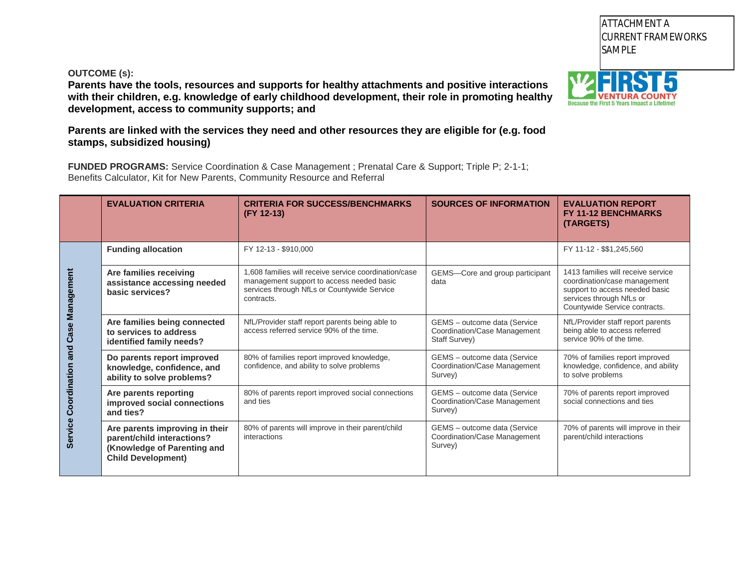ATTACHMENT A
CURRENT FRAMEWORKS
SAMPLE

**OUTCOME (s):**

**Parents have the tools, resources and supports for healthy attachments and positive interactions with their children, e.g. knowledge of early childhood development, their role in promoting healthy development, access to community supports; and**

**Parents are linked with the services they need and other resources they are eligible for (e.g. food stamps, subsidized housing)**

**FUNDED PROGRAMS:** Service Coordination & Case Management ; Prenatal Care & Support; Triple P; 2-1-1; Benefits Calculator, Kit for New Parents, Community Resource and Referral

| | EVALUATION CRITERIA | CRITERIA FOR SUCCESS/BENCHMARKS (FY 12-13) | SOURCES OF INFORMATION | EVALUATION REPORT FY 11-12 BENCHMARKS (TARGETS) |
|---|---|---|---|---|
| **Service Coordination and Case Management** | **Funding allocation** | FY 12-13 - $910,000 | | FY 11-12 - $$1,245,560 |
| | **Are families receiving assistance accessing needed basic services?** | 1,608 families will receive service coordination/case management support to access needed basic services through NfLs or Countywide Service contracts. | GEMS—Core and group participant data | 1413 families will receive service coordination/case management support to access needed basic services through NfLs or Countywide Service contracts. |
| | **Are families being connected to services to address identified family needs?** | NfL/Provider staff report parents being able to access referred service 90% of the time. | GEMS – outcome data (Service Coordination/Case Management Staff Survey) | NfL/Provider staff report parents being able to access referred service 90% of the time. |
| | **Do parents report improved knowledge, confidence, and ability to solve problems?** | 80% of families report improved knowledge, confidence, and ability to solve problems | GEMS – outcome data (Service Coordination/Case Management Survey) | 70% of families report improved knowledge, confidence, and ability to solve problems |
| | **Are parents reporting improved social connections and ties?** | 80% of parents report improved social connections and ties | GEMS – outcome data (Service Coordination/Case Management Survey) | 70% of parents report improved social connections and ties |
| | **Are parents improving in their parent/child interactions? (Knowledge of Parenting and Child Development)** | 80% of parents will improve in their parent/child interactions | GEMS – outcome data (Service Coordination/Case Management Survey) | 70% of parents will improve in their parent/child interactions |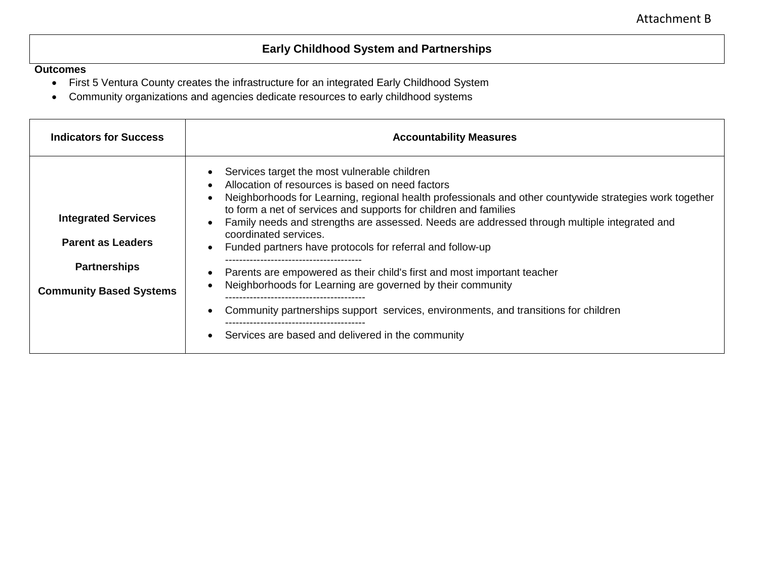Attachment B

## Early Childhood System and Partnerships

**Outcomes**

- First 5 Ventura County creates the infrastructure for an integrated Early Childhood System
- Community organizations and agencies dedicate resources to early childhood systems

| Indicators for Success | Accountability Measures |
| --- | --- |
| **Integrated Services**<br><br>**Parent as Leaders**<br><br>**Partnerships**<br><br>**Community Based Systems** | • Services target the most vulnerable children<br>• Allocation of resources is based on need factors<br>• Neighborhoods for Learning, regional health professionals and other countywide strategies work together to form a net of services and supports for children and families<br>• Family needs and strengths are assessed. Needs are addressed through multiple integrated and coordinated services.<br>• Funded partners have protocols for referral and follow-up<br>----------------------------------------<br>• Parents are empowered as their child's first and most important teacher<br>• Neighborhoods for Learning are governed by their community<br>----------------------------------------<br>• Community partnerships support services, environments, and transitions for children<br>----------------------------------------<br>• Services are based and delivered in the community |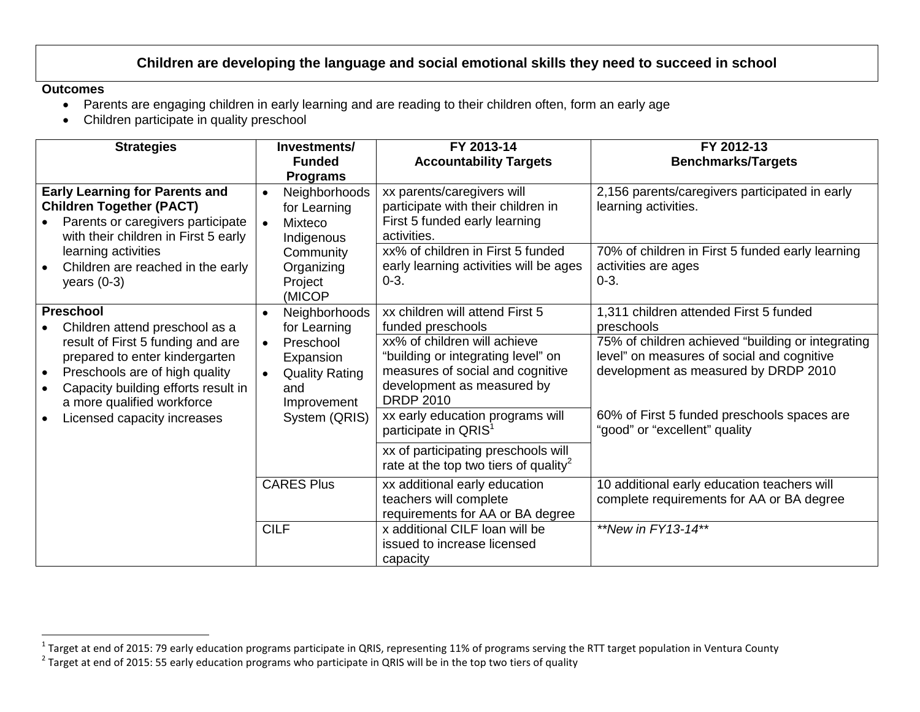## Children are developing the language and social emotional skills they need to succeed in school

**Outcomes**

- Parents are engaging children in early learning and are reading to their children often, form an early age
- Children participate in quality preschool

| Strategies | Investments/ Funded Programs | FY 2013-14 Accountability Targets | FY 2012-13 Benchmarks/Targets |
|---|---|---|---|
| **Early Learning for Parents and Children Together (PACT)**<br>• Parents or caregivers participate with their children in First 5 early learning activities<br>• Children are reached in the early years (0-3) | • Neighborhoods for Learning<br>• Mixteco Indigenous Community Organizing Project (MICOP | xx parents/caregivers will participate with their children in First 5 funded early learning activities. | 2,156 parents/caregivers participated in early learning activities. |
| | | xx% of children in First 5 funded early learning activities will be ages 0-3. | 70% of children in First 5 funded early learning activities are ages 0-3. |
| **Preschool**<br>• Children attend preschool as a result of First 5 funding and are prepared to enter kindergarten<br>• Preschools are of high quality<br>• Capacity building efforts result in a more qualified workforce<br>• Licensed capacity increases | • Neighborhoods for Learning<br>• Preschool Expansion<br>• Quality Rating and Improvement System (QRIS) | xx children will attend First 5 funded preschools | 1,311 children attended First 5 funded preschools |
| | | xx% of children will achieve "building or integrating level" on measures of social and cognitive development as measured by DRDP 2010 | 75% of children achieved "building or integrating level" on measures of social and cognitive development as measured by DRDP 2010 |
| | | xx early education programs will participate in QRIS[1] | 60% of First 5 funded preschools spaces are "good" or "excellent" quality |
| | | xx of participating preschools will rate at the top two tiers of quality[2] | |
| | CARES Plus | xx additional early education teachers will complete requirements for AA or BA degree | 10 additional early education teachers will complete requirements for AA or BA degree |
| | CILF | x additional CILF loan will be issued to increase licensed capacity | *\*\*New in FY13-14\*\** |

[1] Target at end of 2015: 79 early education programs participate in QRIS, representing 11% of programs serving the RTT target population in Ventura County

[2] Target at end of 2015: 55 early education programs who participate in QRIS will be in the top two tiers of quality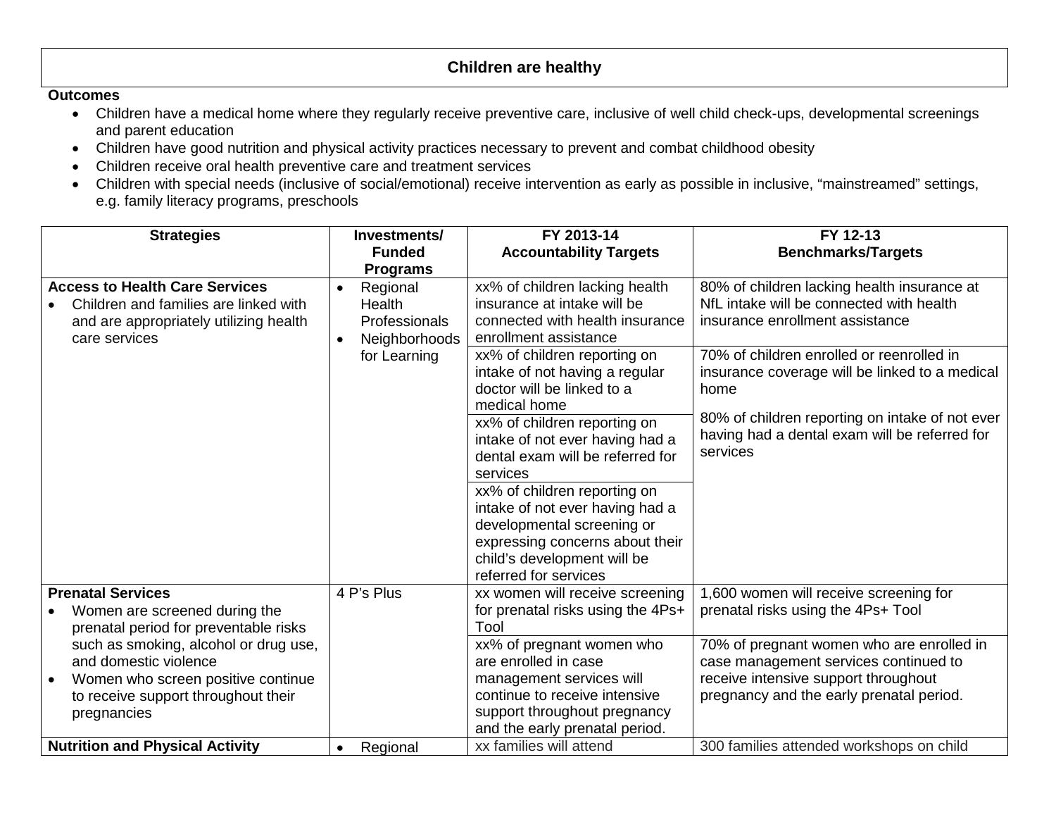## Children are healthy

**Outcomes**

- Children have a medical home where they regularly receive preventive care, inclusive of well child check-ups, developmental screenings and parent education
- Children have good nutrition and physical activity practices necessary to prevent and combat childhood obesity
- Children receive oral health preventive care and treatment services
- Children with special needs (inclusive of social/emotional) receive intervention as early as possible in inclusive, "mainstreamed" settings, e.g. family literacy programs, preschools

| Strategies | Investments/ Funded Programs | FY 2013-14 Accountability Targets | FY 12-13 Benchmarks/Targets |
|---|---|---|---|
| **Access to Health Care Services**<br>• Children and families are linked with and are appropriately utilizing health care services | • Regional Health Professionals<br>• Neighborhoods for Learning | xx% of children lacking health insurance at intake will be connected with health insurance enrollment assistance | 80% of children lacking health insurance at NfL intake will be connected with health insurance enrollment assistance |
| | | xx% of children reporting on intake of not having a regular doctor will be linked to a medical home | 70% of children enrolled or reenrolled in insurance coverage will be linked to a medical home<br><br>80% of children reporting on intake of not ever having had a dental exam will be referred for services |
| | | xx% of children reporting on intake of not ever having had a dental exam will be referred for services | |
| | | xx% of children reporting on intake of not ever having had a developmental screening or expressing concerns about their child's development will be referred for services | |
| **Prenatal Services**<br>• Women are screened during the prenatal period for preventable risks such as smoking, alcohol or drug use, and domestic violence<br>• Women who screen positive continue to receive support throughout their pregnancies | 4 P's Plus | xx women will receive screening for prenatal risks using the 4Ps+ Tool | 1,600 women will receive screening for prenatal risks using the 4Ps+ Tool |
| | | xx% of pregnant women who are enrolled in case management services will continue to receive intensive support throughout pregnancy and the early prenatal period. | 70% of pregnant women who are enrolled in case management services continued to receive intensive support throughout pregnancy and the early prenatal period. |
| **Nutrition and Physical Activity** | • Regional | xx families will attend | 300 families attended workshops on child |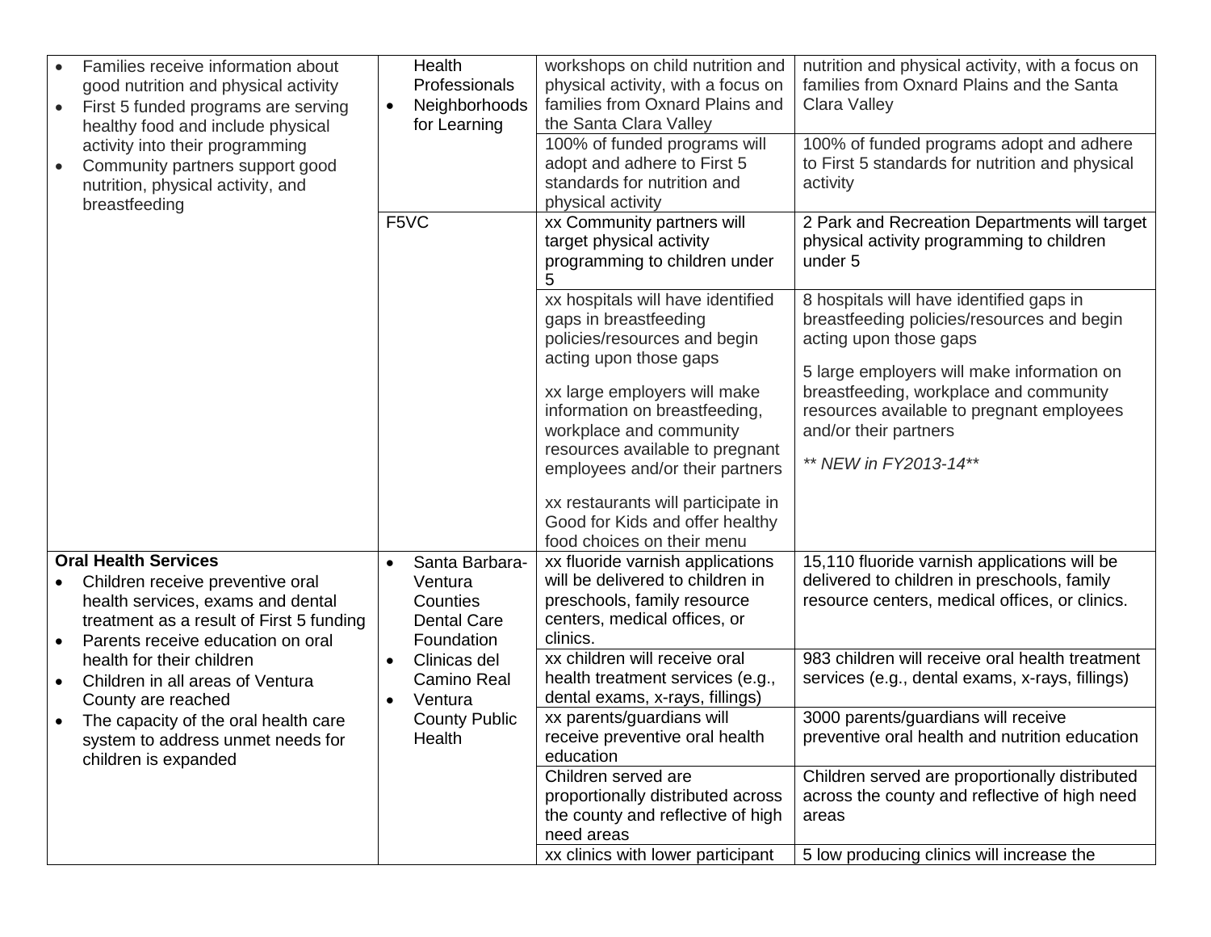| | | | |
|---|---|---|---|
| • Families receive information about good nutrition and physical activity<br>• First 5 funded programs are serving healthy food and include physical activity into their programming<br>• Community partners support good nutrition, physical activity, and breastfeeding | Health Professionals<br>• Neighborhoods for Learning | workshops on child nutrition and physical activity, with a focus on families from Oxnard Plains and the Santa Clara Valley | nutrition and physical activity, with a focus on families from Oxnard Plains and the Santa Clara Valley |
| | | 100% of funded programs will adopt and adhere to First 5 standards for nutrition and physical activity | 100% of funded programs adopt and adhere to First 5 standards for nutrition and physical activity |
| | F5VC | xx Community partners will target physical activity programming to children under 5 | 2 Park and Recreation Departments will target physical activity programming to children under 5 |
| | | xx hospitals will have identified gaps in breastfeeding policies/resources and begin acting upon those gaps<br><br>xx large employers will make information on breastfeeding, workplace and community resources available to pregnant employees and/or their partners<br><br>xx restaurants will participate in Good for Kids and offer healthy food choices on their menu | 8 hospitals will have identified gaps in breastfeeding policies/resources and begin acting upon those gaps<br><br>5 large employers will make information on breastfeeding, workplace and community resources available to pregnant employees and/or their partners<br><br>*** NEW in FY2013-14*** |
| **Oral Health Services**<br>• Children receive preventive oral health services, exams and dental treatment as a result of First 5 funding<br>• Parents receive education on oral health for their children<br>• Children in all areas of Ventura County are reached<br>• The capacity of the oral health care system to address unmet needs for children is expanded | • Santa Barbara-Ventura Counties Dental Care Foundation<br>• Clinicas del Camino Real<br>• Ventura County Public Health | xx fluoride varnish applications will be delivered to children in preschools, family resource centers, medical offices, or clinics. | 15,110 fluoride varnish applications will be delivered to children in preschools, family resource centers, medical offices, or clinics. |
| | | xx children will receive oral health treatment services (e.g., dental exams, x-rays, fillings) | 983 children will receive oral health treatment services (e.g., dental exams, x-rays, fillings) |
| | | xx parents/guardians will receive preventive oral health education | 3000 parents/guardians will receive preventive oral health and nutrition education |
| | | Children served are proportionally distributed across the county and reflective of high need areas | Children served are proportionally distributed across the county and reflective of high need areas |
| | | xx clinics with lower participant | 5 low producing clinics will increase the |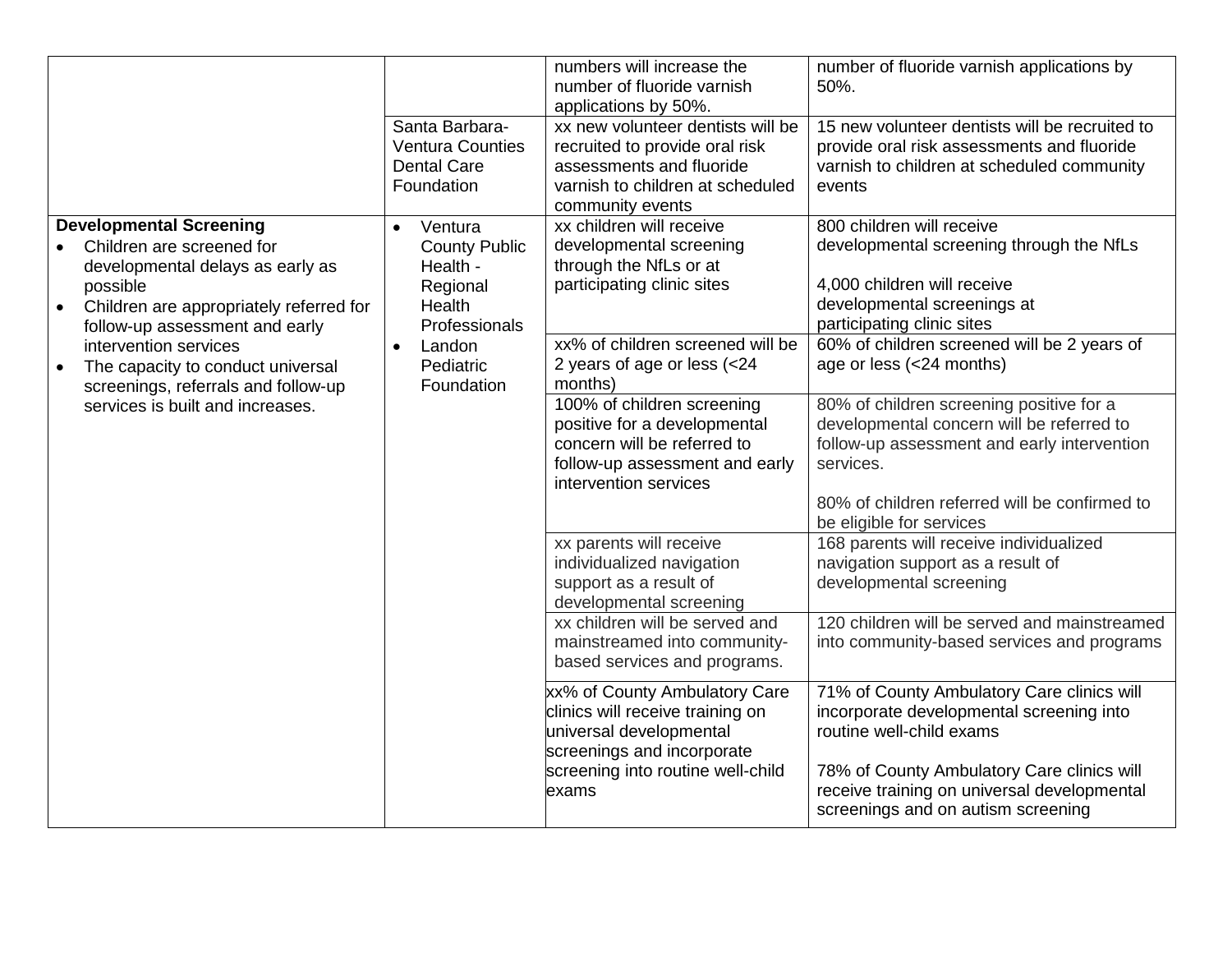| | | | |
|---|---|---|---|
| | | numbers will increase the number of fluoride varnish applications by 50%. | number of fluoride varnish applications by 50%. |
| | Santa Barbara-Ventura Counties Dental Care Foundation | xx new volunteer dentists will be recruited to provide oral risk assessments and fluoride varnish to children at scheduled community events | 15 new volunteer dentists will be recruited to provide oral risk assessments and fluoride varnish to children at scheduled community events |
| **Developmental Screening**<br>• Children are screened for developmental delays as early as possible<br>• Children are appropriately referred for follow-up assessment and early intervention services<br>• The capacity to conduct universal screenings, referrals and follow-up services is built and increases. | • Ventura County Public Health - Regional Health Professionals<br>• Landon Pediatric Foundation | xx children will receive developmental screening through the NfLs or at participating clinic sites | 800 children will receive developmental screening through the NfLs<br><br>4,000 children will receive developmental screenings at participating clinic sites |
| | | xx% of children screened will be 2 years of age or less (<24 months) | 60% of children screened will be 2 years of age or less (<24 months) |
| | | 100% of children screening positive for a developmental concern will be referred to follow-up assessment and early intervention services | 80% of children screening positive for a developmental concern will be referred to follow-up assessment and early intervention services.<br><br>80% of children referred will be confirmed to be eligible for services |
| | | xx parents will receive individualized navigation support as a result of developmental screening | 168 parents will receive individualized navigation support as a result of developmental screening |
| | | xx children will be served and mainstreamed into community-based services and programs. | 120 children will be served and mainstreamed into community-based services and programs |
| | | xx% of County Ambulatory Care clinics will receive training on universal developmental screenings and incorporate screening into routine well-child exams | 71% of County Ambulatory Care clinics will incorporate developmental screening into routine well-child exams<br><br>78% of County Ambulatory Care clinics will receive training on universal developmental screenings and on autism screening |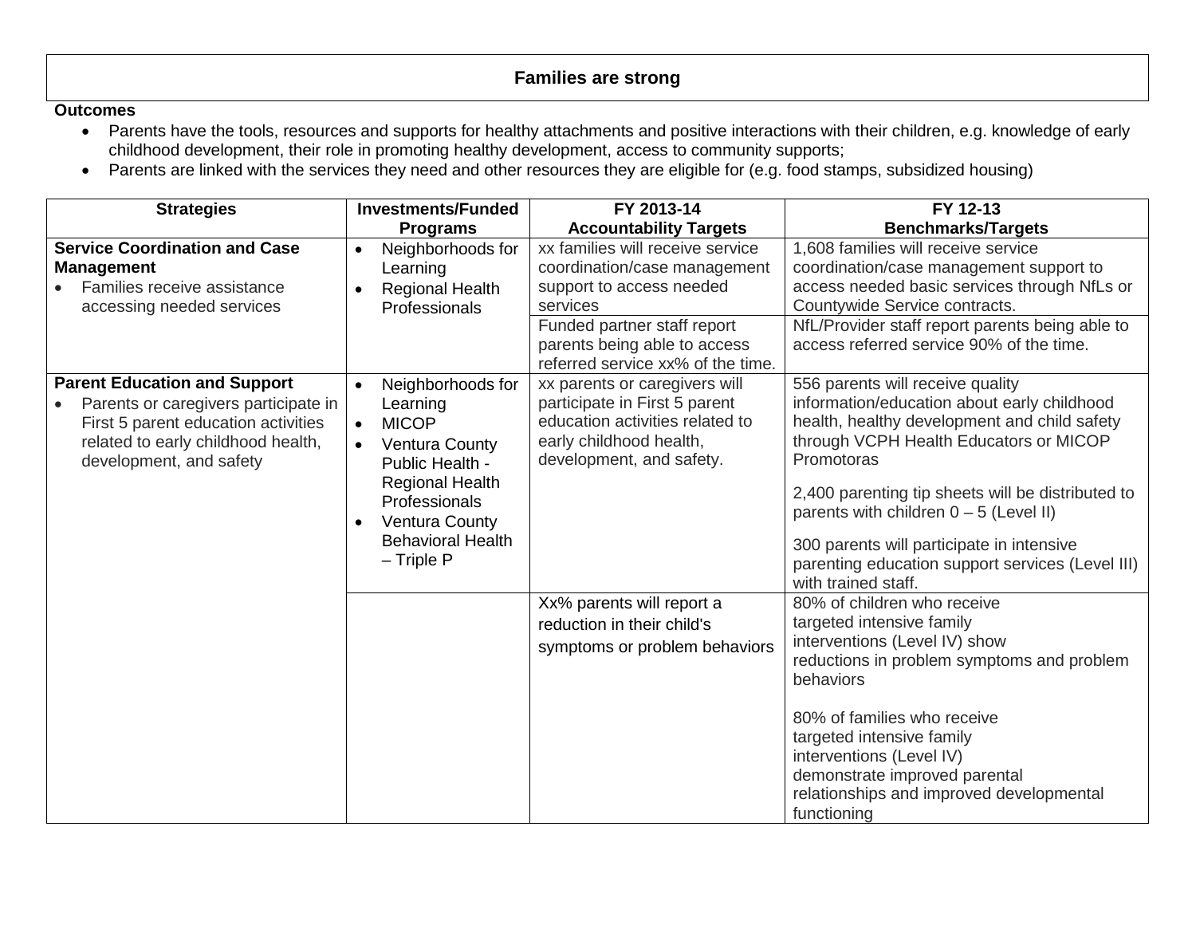## Families are strong

**Outcomes**

- Parents have the tools, resources and supports for healthy attachments and positive interactions with their children, e.g. knowledge of early childhood development, their role in promoting healthy development, access to community supports;
- Parents are linked with the services they need and other resources they are eligible for (e.g. food stamps, subsidized housing)

| Strategies | Investments/Funded Programs | FY 2013-14 Accountability Targets | FY 12-13 Benchmarks/Targets |
|---|---|---|---|
| **Service Coordination and Case Management**<br>• Families receive assistance accessing needed services | • Neighborhoods for Learning<br>• Regional Health Professionals | xx families will receive service coordination/case management support to access needed services | 1,608 families will receive service coordination/case management support to access needed basic services through NfLs or Countywide Service contracts. |
| | | Funded partner staff report parents being able to access referred service xx% of the time. | NfL/Provider staff report parents being able to access referred service 90% of the time. |
| **Parent Education and Support**<br>• Parents or caregivers participate in First 5 parent education activities related to early childhood health, development, and safety | • Neighborhoods for Learning<br>• MICOP<br>• Ventura County Public Health - Regional Health Professionals<br>• Ventura County Behavioral Health – Triple P | xx parents or caregivers will participate in First 5 parent education activities related to early childhood health, development, and safety. | 556 parents will receive quality information/education about early childhood health, healthy development and child safety through VCPH Health Educators or MICOP Promotoras<br><br>2,400 parenting tip sheets will be distributed to parents with children 0 – 5 (Level II)<br><br>300 parents will participate in intensive parenting education support services (Level III) with trained staff. |
| | | Xx% parents will report a reduction in their child's symptoms or problem behaviors | 80% of children who receive targeted intensive family interventions (Level IV) show reductions in problem symptoms and problem behaviors<br><br>80% of families who receive targeted intensive family interventions (Level IV) demonstrate improved parental relationships and improved developmental functioning |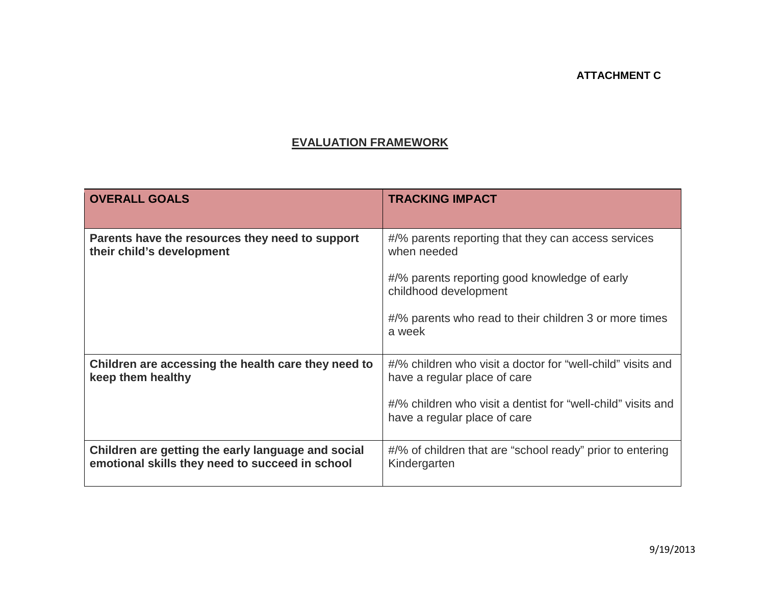**ATTACHMENT C**

## EVALUATION FRAMEWORK

| OVERALL GOALS | TRACKING IMPACT |
|---|---|
| **Parents have the resources they need to support their child's development** | #/% parents reporting that they can access services when needed<br><br>#/% parents reporting good knowledge of early childhood development<br><br>#/% parents who read to their children 3 or more times a week |
| **Children are accessing the health care they need to keep them healthy** | #/% children who visit a doctor for "well-child" visits and have a regular place of care<br><br>#/% children who visit a dentist for "well-child" visits and have a regular place of care |
| **Children are getting the early language and social emotional skills they need to succeed in school** | #/% of children that are "school ready" prior to entering Kindergarten |

9/19/2013